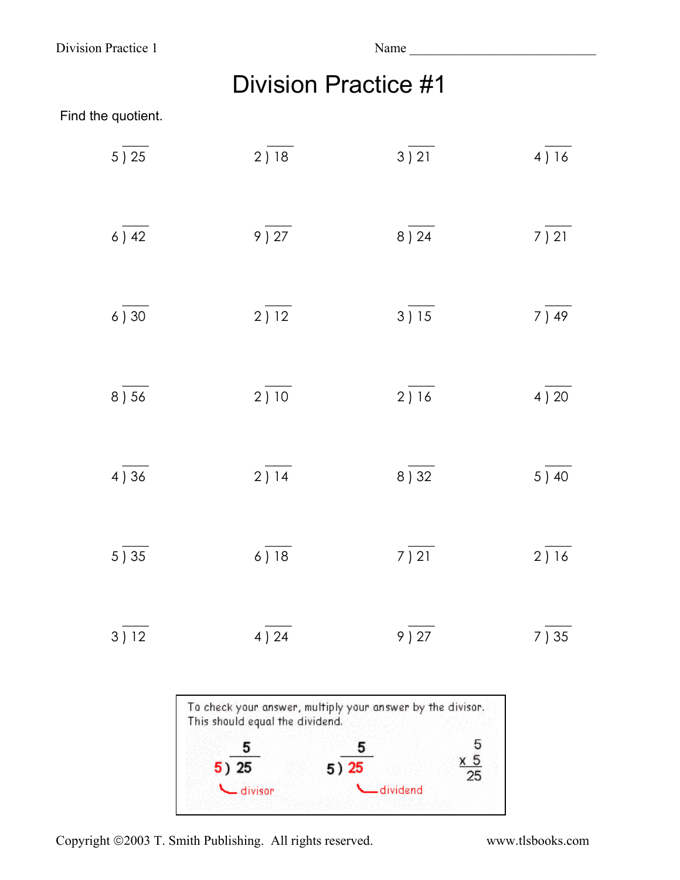Name ____________________________

# Division Practice #1

Find the quotient.

| | | | |
|---|---|---|---|
| $5\overline{)25}$ | $2\overline{)18}$ | $3\overline{)21}$ | $4\overline{)16}$ |
| $6\overline{)42}$ | $9\overline{)27}$ | $8\overline{)24}$ | $7\overline{)21}$ |
| $6\overline{)30}$ | $2\overline{)12}$ | $3\overline{)15}$ | $7\overline{)49}$ |
| $8\overline{)56}$ | $2\overline{)10}$ | $2\overline{)16}$ | $4\overline{)20}$ |
| $4\overline{)36}$ | $2\overline{)14}$ | $8\overline{)32}$ | $5\overline{)40}$ |
| $5\overline{)35}$ | $6\overline{)18}$ | $7\overline{)21}$ | $2\overline{)16}$ |
| $3\overline{)12}$ | $4\overline{)24}$ | $9\overline{)27}$ | $7\overline{)35}$ |

To check your answer, multiply your answer by the divisor. This should equal the dividend.

$$\begin{array}{r} 5 \\ 5\overline{)25} \end{array} \quad \text{(5 = divisor)} \qquad \begin{array}{r} 5 \\ 5\overline{)25} \end{array} \quad \text{(25 = dividend)} \qquad \begin{array}{r} 5 \\ \times\ 5 \\ \hline 25 \end{array}$$

Copyright ©2003 T. Smith Publishing. All rights reserved.

www.tlsbooks.com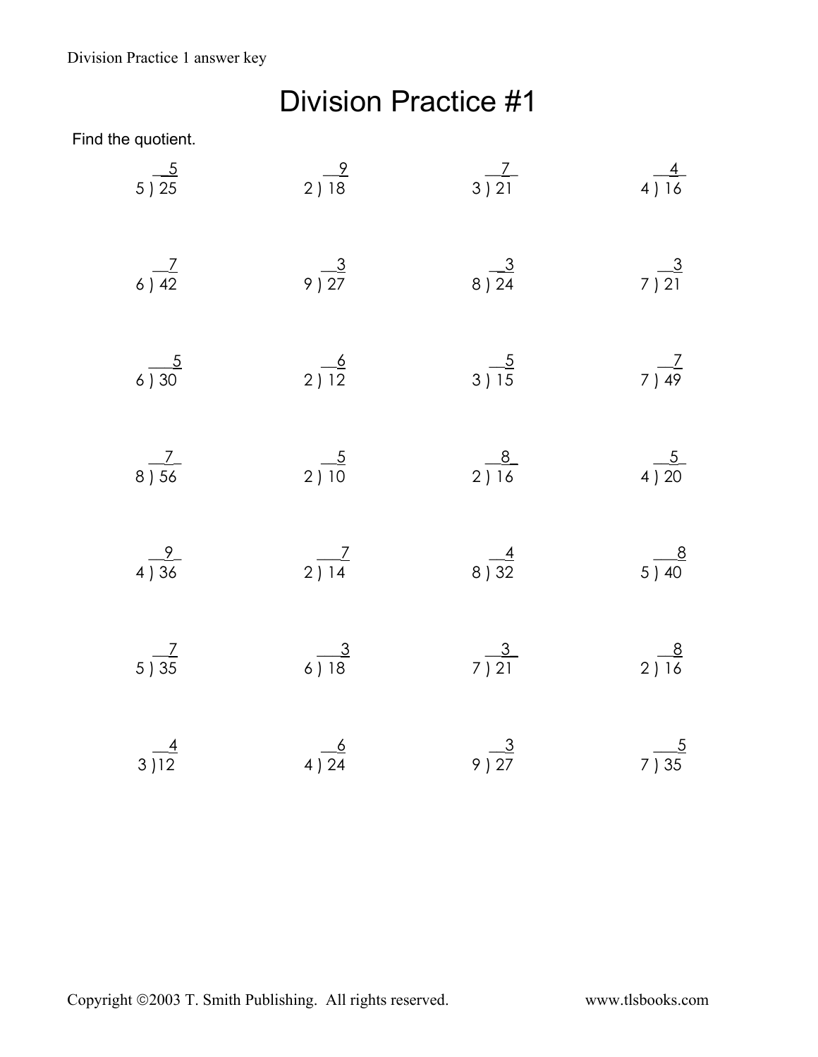Division Practice 1 answer key

# Division Practice #1

Find the quotient.

| | | | |
|---|---|---|---|
| $5 \overline{)25}$ = 5 | $2 \overline{)18}$ = 9 | $3 \overline{)21}$ = 7 | $4 \overline{)16}$ = 4 |
| $6 \overline{)42}$ = 7 | $9 \overline{)27}$ = 3 | $8 \overline{)24}$ = 3 | $7 \overline{)21}$ = 3 |
| $6 \overline{)30}$ = 5 | $2 \overline{)12}$ = 6 | $3 \overline{)15}$ = 5 | $7 \overline{)49}$ = 7 |
| $8 \overline{)56}$ = 7 | $2 \overline{)10}$ = 5 | $2 \overline{)16}$ = 8 | $4 \overline{)20}$ = 5 |
| $4 \overline{)36}$ = 9 | $2 \overline{)14}$ = 7 | $8 \overline{)32}$ = 4 | $5 \overline{)40}$ = 8 |
| $5 \overline{)35}$ = 7 | $6 \overline{)18}$ = 3 | $7 \overline{)21}$ = 3 | $2 \overline{)16}$ = 8 |
| $3 \overline{)12}$ = 4 | $4 \overline{)24}$ = 6 | $9 \overline{)27}$ = 3 | $7 \overline{)35}$ = 5 |

Copyright ©2003 T. Smith Publishing. All rights reserved. www.tlsbooks.com